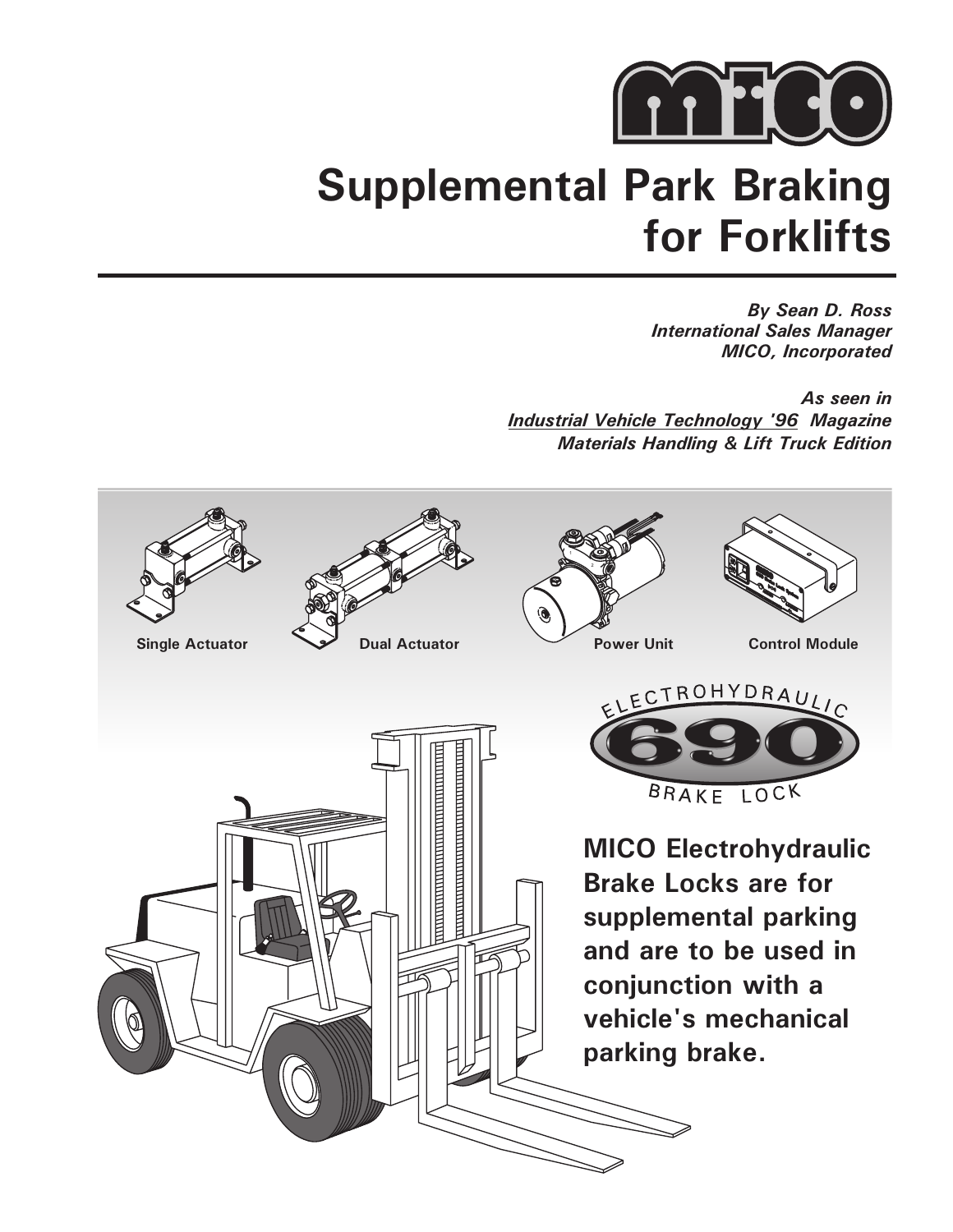# Supplemental Park Braking for Forklifts

***By Sean D. Ross***
***International Sales Manager***
***MICO, Incorporated***

***As seen in***
***Industrial Vehicle Technology '96 Magazine***
***Materials Handling & Lift Truck Edition***

**Single Actuator** **Dual Actuator** **Power Unit** **Control Module**

ELECTROHYDRAULIC 690 BRAKE LOCK

**MICO Electrohydraulic Brake Locks are for supplemental parking and are to be used in conjunction with a vehicle's mechanical parking brake.**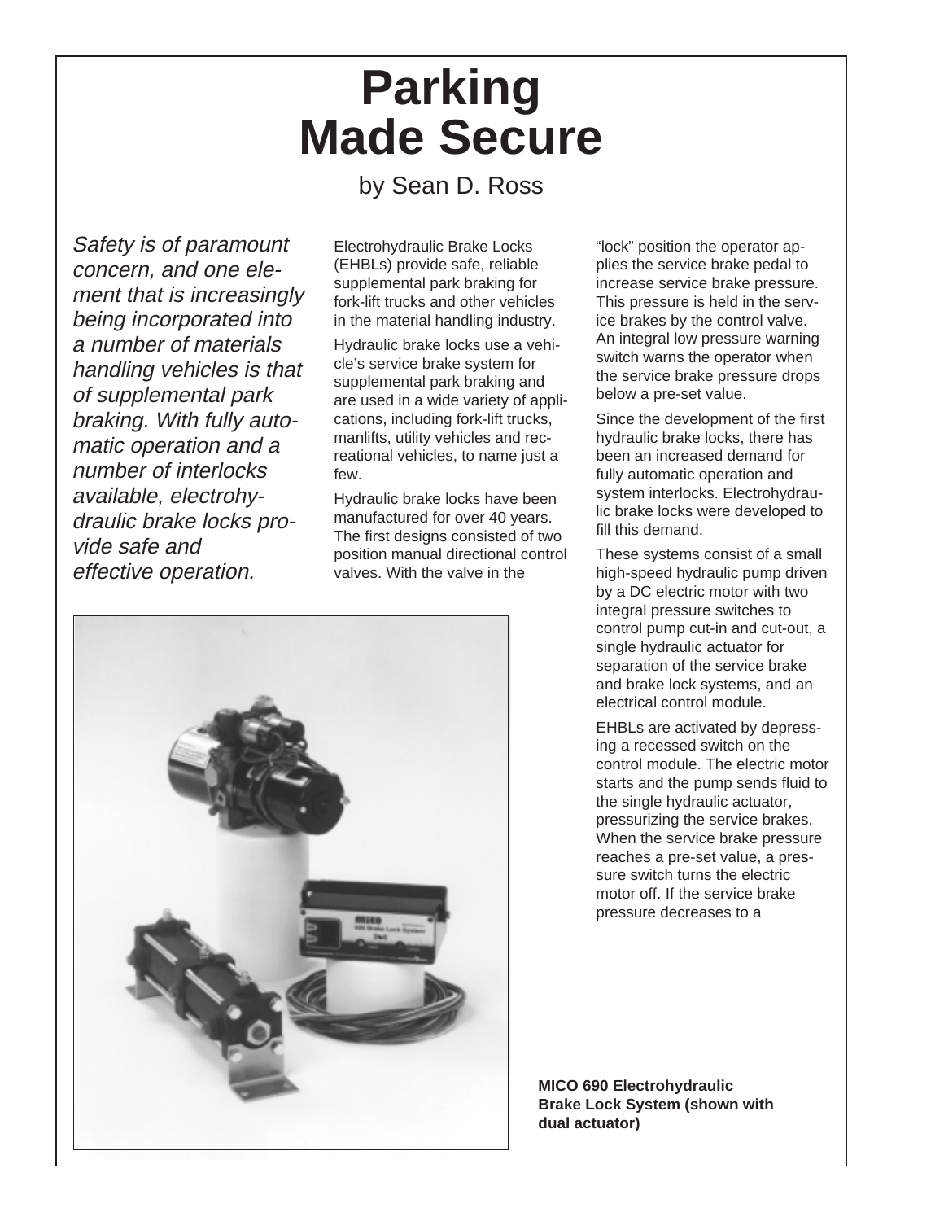# Parking Made Secure

by Sean D. Ross

*Safety is of paramount concern, and one element that is increasingly being incorporated into a number of materials handling vehicles is that of supplemental park braking. With fully automatic operation and a number of interlocks available, electrohydraulic brake locks provide safe and effective operation.*

Electrohydraulic Brake Locks (EHBLs) provide safe, reliable supplemental park braking for fork-lift trucks and other vehicles in the material handling industry.

Hydraulic brake locks use a vehicle's service brake system for supplemental park braking and are used in a wide variety of applications, including fork-lift trucks, manlifts, utility vehicles and recreational vehicles, to name just a few.

Hydraulic brake locks have been manufactured for over 40 years. The first designs consisted of two position manual directional control valves. With the valve in the "lock" position the operator applies the service brake pedal to increase service brake pressure. This pressure is held in the service brakes by the control valve. An integral low pressure warning switch warns the operator when the service brake pressure drops below a pre-set value.

Since the development of the first hydraulic brake locks, there has been an increased demand for fully automatic operation and system interlocks. Electrohydraulic brake locks were developed to fill this demand.

These systems consist of a small high-speed hydraulic pump driven by a DC electric motor with two integral pressure switches to control pump cut-in and cut-out, a single hydraulic actuator for separation of the service brake and brake lock systems, and an electrical control module.

EHBLs are activated by depressing a recessed switch on the control module. The electric motor starts and the pump sends fluid to the single hydraulic actuator, pressurizing the service brakes. When the service brake pressure reaches a pre-set value, a pressure switch turns the electric motor off. If the service brake pressure decreases to a

**MICO 690 Electrohydraulic Brake Lock System (shown with dual actuator)**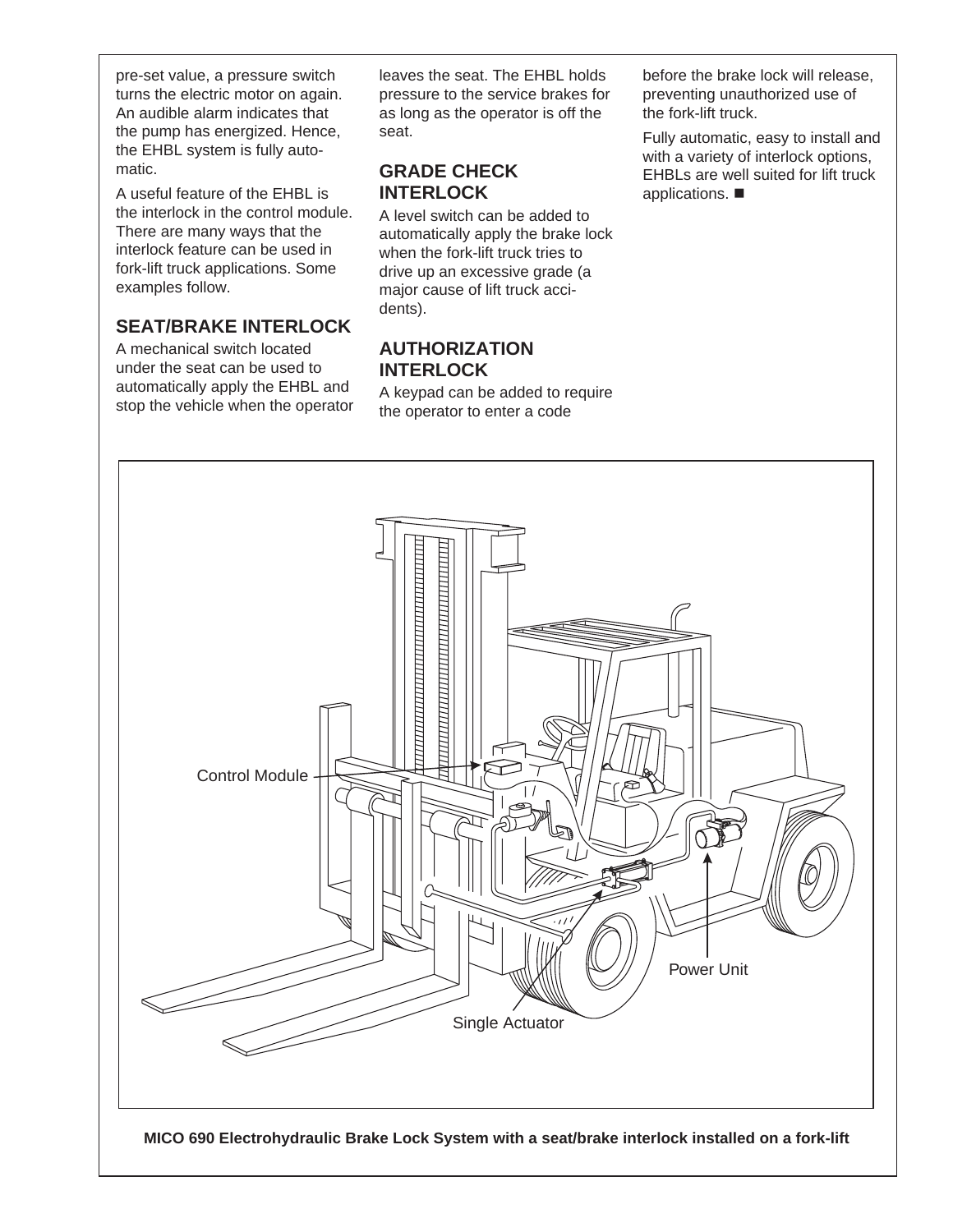pre-set value, a pressure switch turns the electric motor on again. An audible alarm indicates that the pump has energized. Hence, the EHBL system is fully automatic.

A useful feature of the EHBL is the interlock in the control module. There are many ways that the interlock feature can be used in fork-lift truck applications. Some examples follow.

## SEAT/BRAKE INTERLOCK

A mechanical switch located under the seat can be used to automatically apply the EHBL and stop the vehicle when the operator leaves the seat. The EHBL holds pressure to the service brakes for as long as the operator is off the seat.

## GRADE CHECK INTERLOCK

A level switch can be added to automatically apply the brake lock when the fork-lift truck tries to drive up an excessive grade (a major cause of lift truck accidents).

## AUTHORIZATION INTERLOCK

A keypad can be added to require the operator to enter a code before the brake lock will release, preventing unauthorized use of the fork-lift truck.

Fully automatic, easy to install and with a variety of interlock options, EHBLs are well suited for lift truck applications. ■

Control Module

Power Unit

Single Actuator

**MICO 690 Electrohydraulic Brake Lock System with a seat/brake interlock installed on a fork-lift**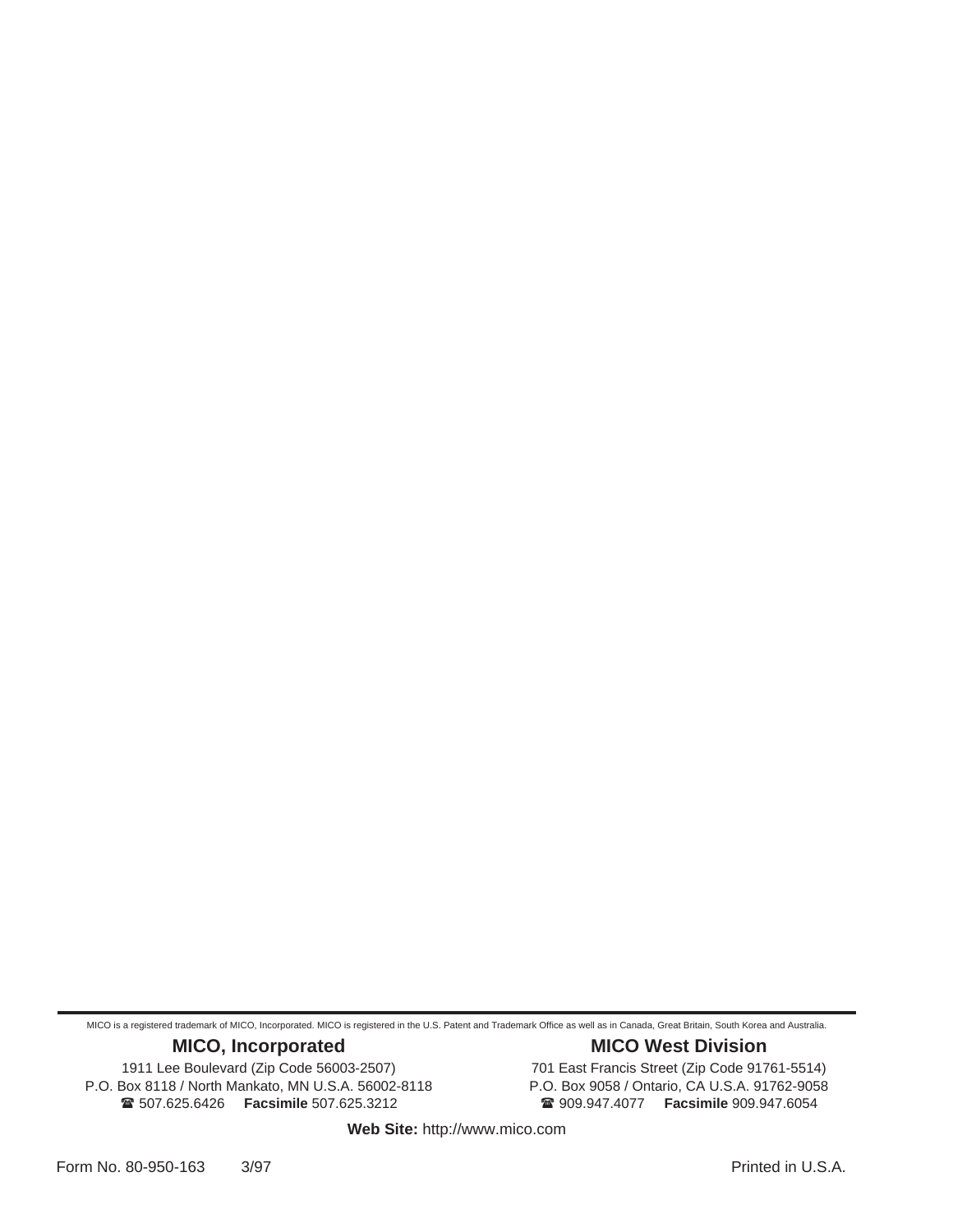MICO is a registered trademark of MICO, Incorporated. MICO is registered in the U.S. Patent and Trademark Office as well as in Canada, Great Britain, South Korea and Australia.

**MICO, Incorporated**

1911 Lee Boulevard (Zip Code 56003-2507)
P.O. Box 8118 / North Mankato, MN U.S.A. 56002-8118
☎ 507.625.6426 **Facsimile** 507.625.3212

**MICO West Division**

701 East Francis Street (Zip Code 91761-5514)
P.O. Box 9058 / Ontario, CA U.S.A. 91762-9058
☎ 909.947.4077 **Facsimile** 909.947.6054

**Web Site:** http://www.mico.com

Form No. 80-950-163 3/97

Printed in U.S.A.